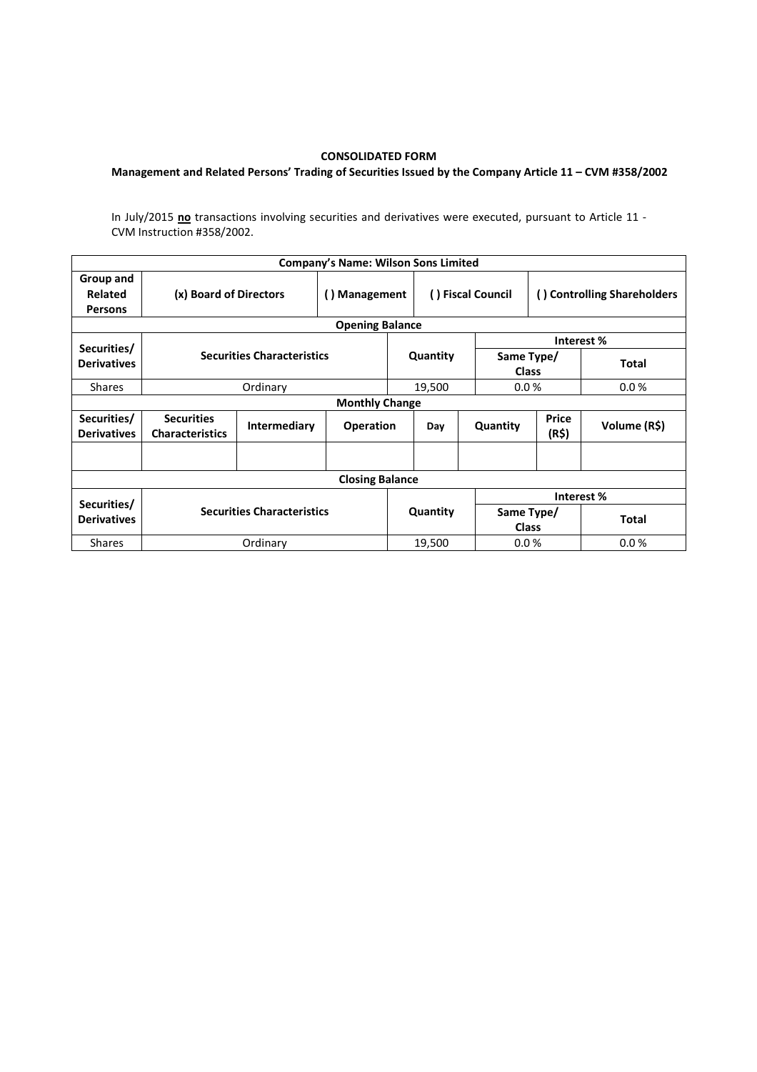**CONSOLIDATED FORM**

**Management and Related Persons' Trading of Securities Issued by the Company Article 11 – CVM #358/2002**

In July/2015 **no** transactions involving securities and derivatives were executed, pursuant to Article 11 - CVM Instruction #358/2002.

| **Company's Name: Wilson Sons Limited** | | | | | | | |
|---|---|---|---|---|---|---|---|
| **Group and Related Persons** | **(x) Board of Directors** | | **( ) Management** | **( ) Fiscal Council** | | **( ) Controlling Shareholders** | |
| **Opening Balance** | | | | | | | |
| **Securities/ Derivatives** | **Securities Characteristics** | | | **Quantity** | | **Interest %** | |
| | | | | | | **Same Type/ Class** | **Total** |
| Shares | Ordinary | | | 19,500 | | 0.0 % | 0.0 % |
| **Monthly Change** | | | | | | | |
| **Securities/ Derivatives** | **Securities Characteristics** | **Intermediary** | **Operation** | **Day** | **Quantity** | **Price (R$)** | **Volume (R$)** |
| | | | | | | | |
| **Closing Balance** | | | | | | | |
| **Securities/ Derivatives** | **Securities Characteristics** | | | **Quantity** | | **Interest %** | |
| | | | | | | **Same Type/ Class** | **Total** |
| Shares | Ordinary | | | 19,500 | | 0.0 % | 0.0 % |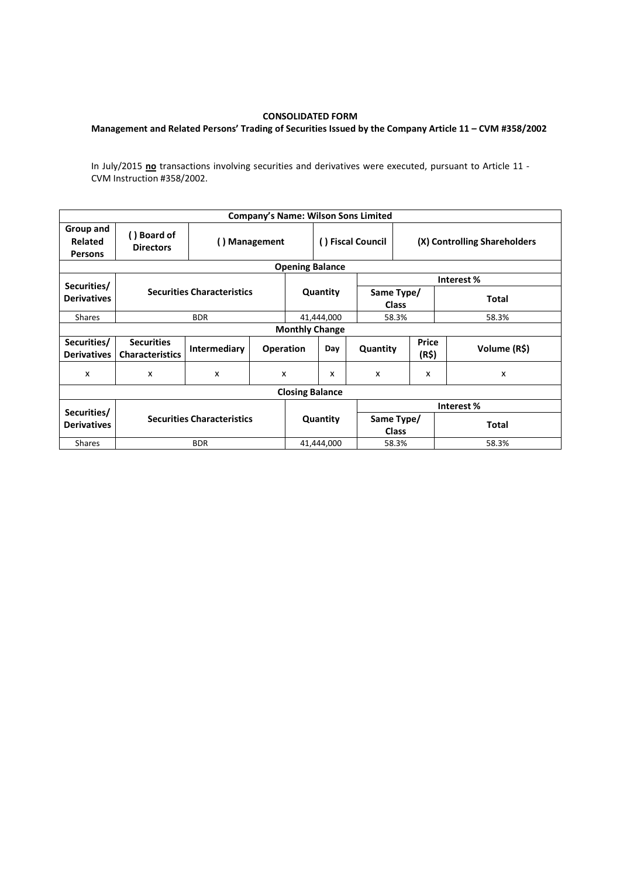**CONSOLIDATED FORM**

**Management and Related Persons' Trading of Securities Issued by the Company Article 11 – CVM #358/2002**

In July/2015 **no** transactions involving securities and derivatives were executed, pursuant to Article 11 - CVM Instruction #358/2002.

| **Company's Name: Wilson Sons Limited** | | | | | | | |
|---|---|---|---|---|---|---|---|
| **Group and Related Persons** | **( ) Board of Directors** | **( ) Management** | | **( ) Fiscal Council** | | **(X) Controlling Shareholders** | |
| **Opening Balance** | | | | | | | |
| **Securities/ Derivatives** | **Securities Characteristics** | | | **Quantity** | | **Interest %** | |
| | | | | | | **Same Type/ Class** | **Total** |
| Shares | BDR | | | 41,444,000 | | 58.3% | 58.3% |
| **Monthly Change** | | | | | | | |
| **Securities/ Derivatives** | **Securities Characteristics** | **Intermediary** | **Operation** | **Day** | **Quantity** | **Price (R$)** | **Volume (R$)** |
| x | x | x | x | x | x | x | x |
| **Closing Balance** | | | | | | | |
| **Securities/ Derivatives** | **Securities Characteristics** | | | **Quantity** | | **Interest %** | |
| | | | | | | **Same Type/ Class** | **Total** |
| Shares | BDR | | | 41,444,000 | | 58.3% | 58.3% |